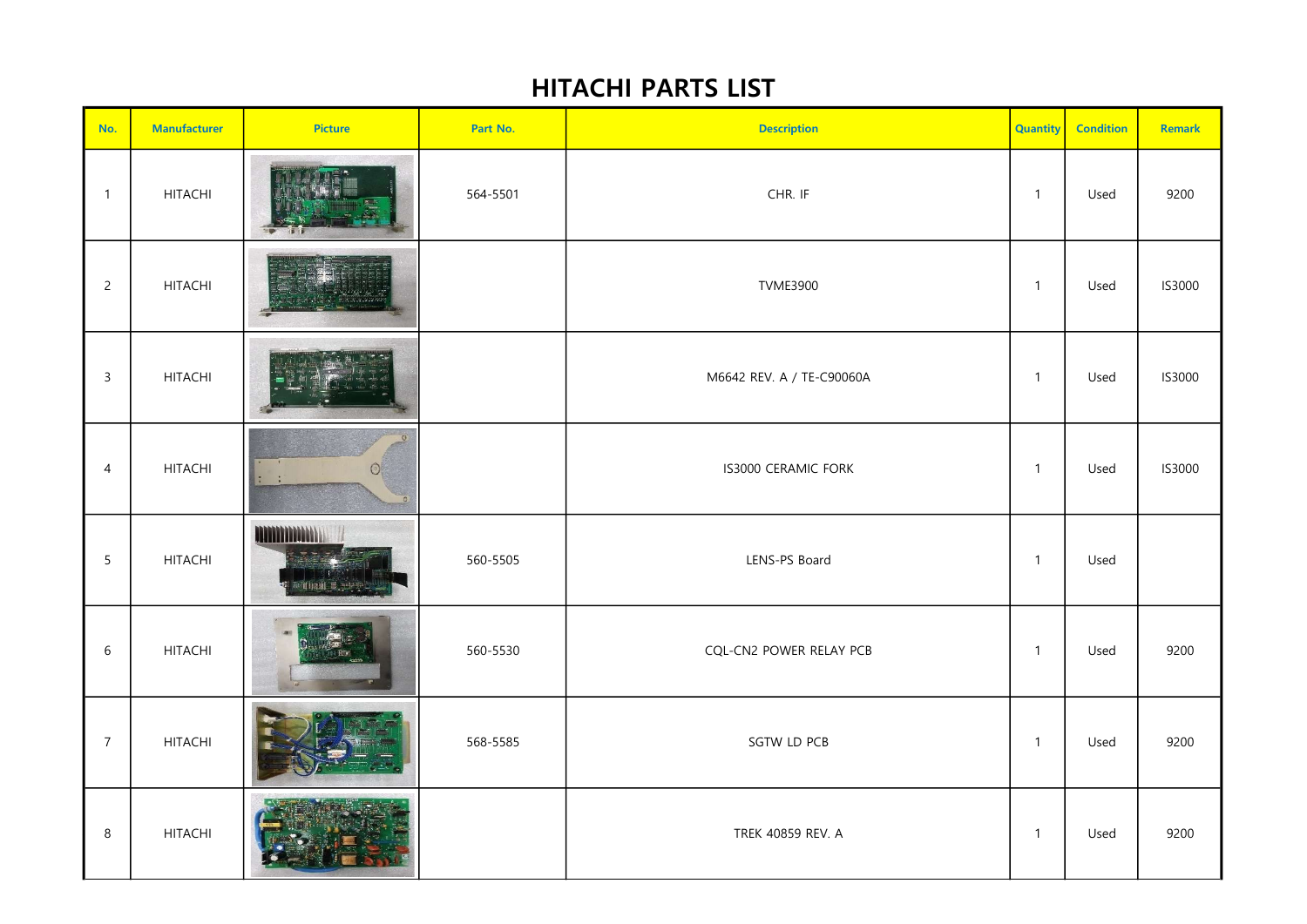# HITACHI PARTS LIST

| No. | Manufacturer | Picture | Part No. | Description | Quantity | Condition | Remark |
|---|---|---|---|---|---|---|---|
| 1 | HITACHI | | 564-5501 | CHR. IF | 1 | Used | 9200 |
| 2 | HITACHI | | | TVME3900 | 1 | Used | IS3000 |
| 3 | HITACHI | | | M6642 REV. A / TE-C90060A | 1 | Used | IS3000 |
| 4 | HITACHI | | | IS3000 CERAMIC FORK | 1 | Used | IS3000 |
| 5 | HITACHI | | 560-5505 | LENS-PS Board | 1 | Used | |
| 6 | HITACHI | | 560-5530 | CQL-CN2 POWER RELAY PCB | 1 | Used | 9200 |
| 7 | HITACHI | | 568-5585 | SGTW LD PCB | 1 | Used | 9200 |
| 8 | HITACHI | | | TREK 40859 REV. A | 1 | Used | 9200 |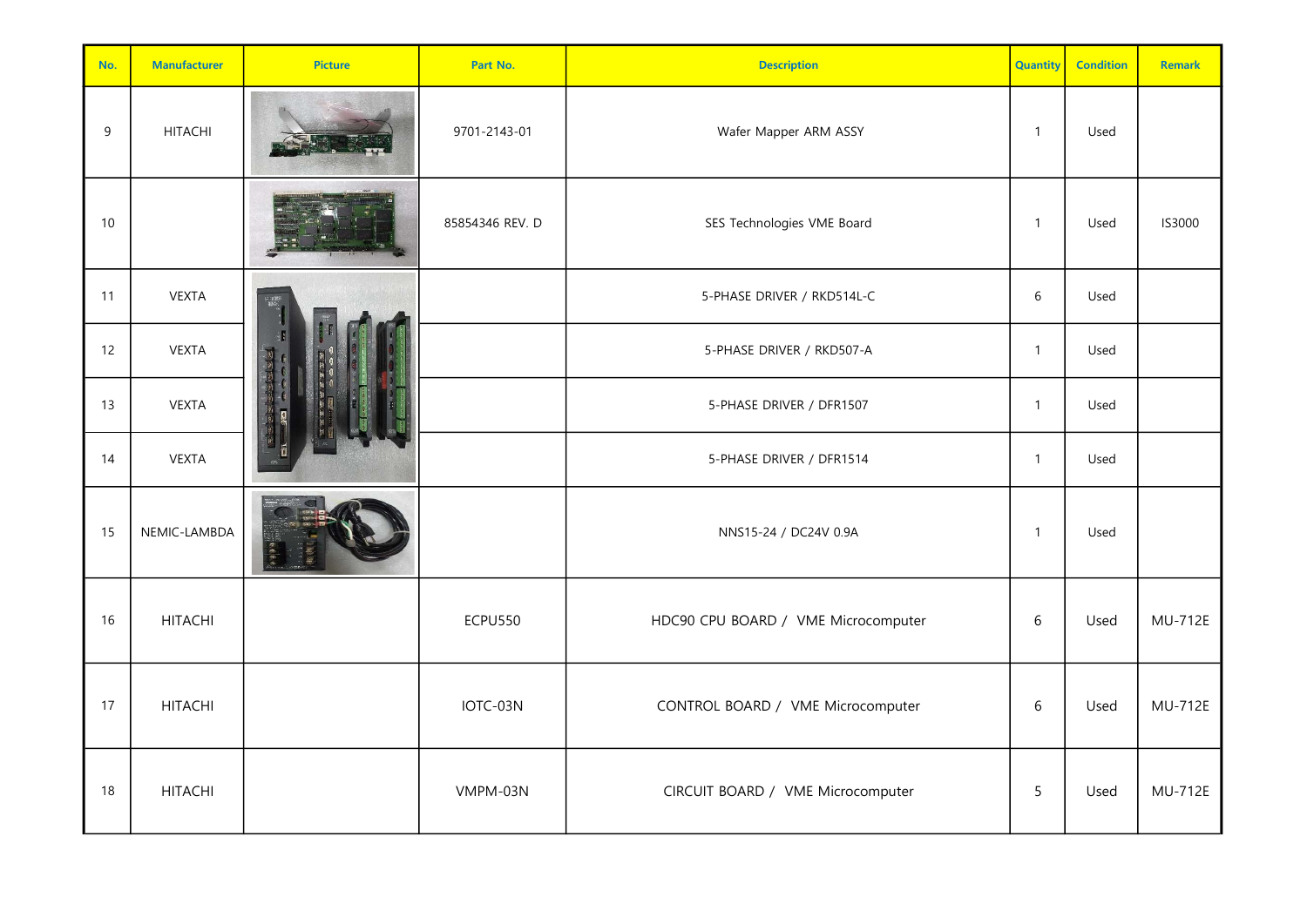| No. | Manufacturer | Picture | Part No. | Description | Quantity | Condition | Remark |
|---|---|---|---|---|---|---|---|
| 9 | HITACHI | | 9701-2143-01 | Wafer Mapper ARM ASSY | 1 | Used | |
| 10 | | | 85854346 REV. D | SES Technologies VME Board | 1 | Used | IS3000 |
| 11 | VEXTA | | | 5-PHASE DRIVER / RKD514L-C | 6 | Used | |
| 12 | VEXTA | | | 5-PHASE DRIVER / RKD507-A | 1 | Used | |
| 13 | VEXTA | | | 5-PHASE DRIVER / DFR1507 | 1 | Used | |
| 14 | VEXTA | | | 5-PHASE DRIVER / DFR1514 | 1 | Used | |
| 15 | NEMIC-LAMBDA | | | NNS15-24 / DC24V 0.9A | 1 | Used | |
| 16 | HITACHI | | ECPU550 | HDC90 CPU BOARD / VME Microcomputer | 6 | Used | MU-712E |
| 17 | HITACHI | | IOTC-03N | CONTROL BOARD / VME Microcomputer | 6 | Used | MU-712E |
| 18 | HITACHI | | VMPM-03N | CIRCUIT BOARD / VME Microcomputer | 5 | Used | MU-712E |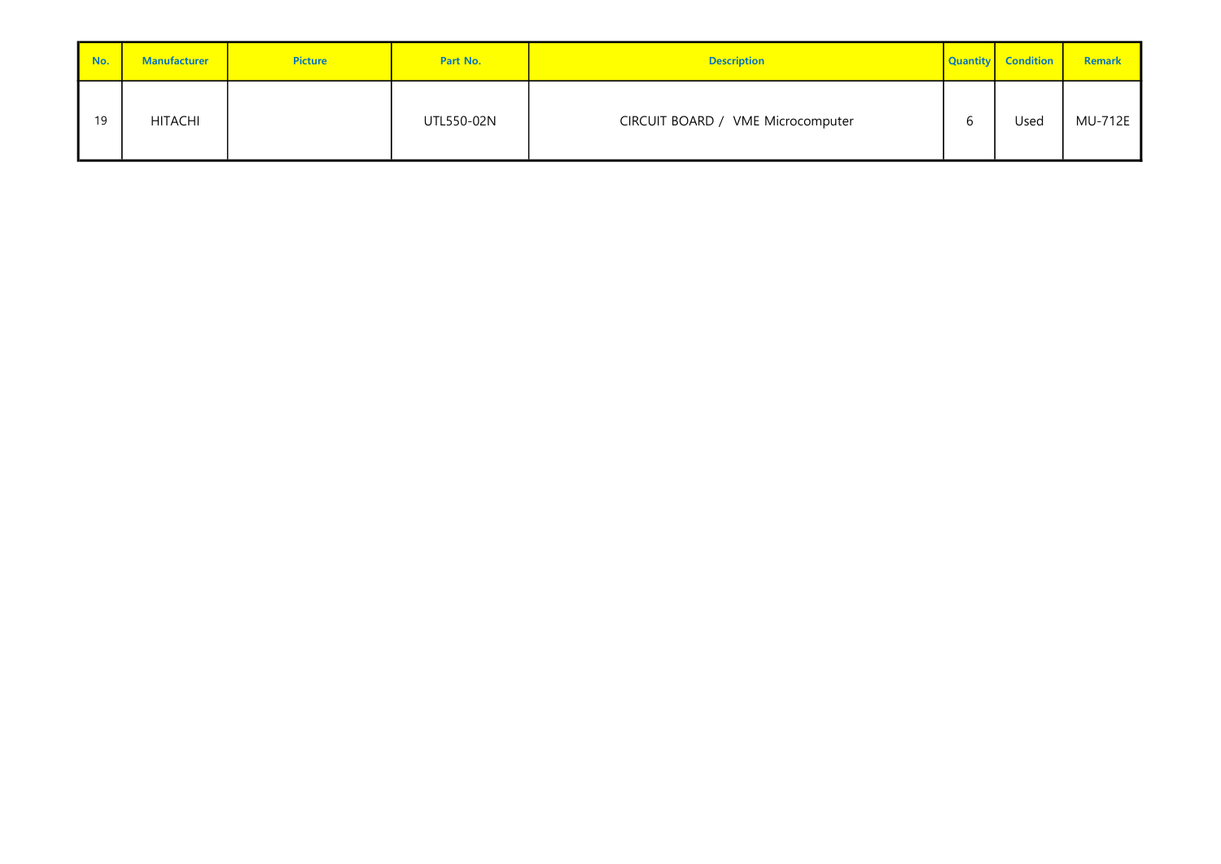| No. | Manufacturer | Picture | Part No. | Description | Quantity | Condition | Remark |
| --- | --- | --- | --- | --- | --- | --- | --- |
| 19 | HITACHI | | UTL550-02N | CIRCUIT BOARD /  VME Microcomputer | 6 | Used | MU-712E |